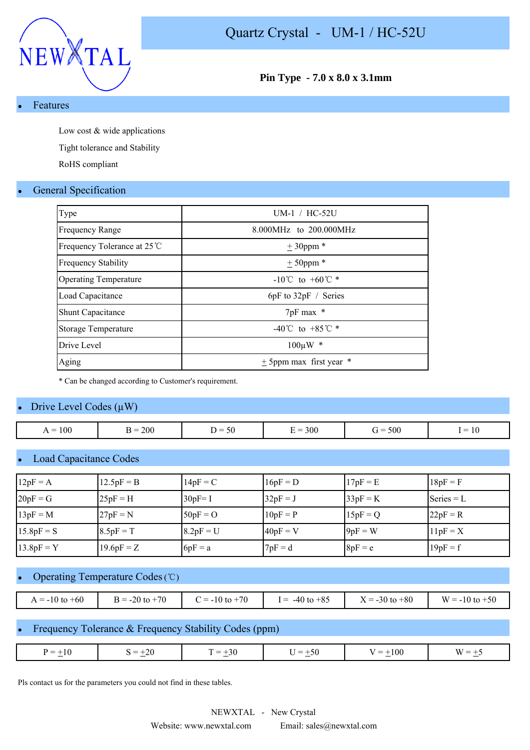NEWXTAL

# Quartz Crystal - UM-1 / HC-52U

**Pin Type - 7.0 x 8.0 x 3.1mm**

## Features

Low cost & wide applications

Tight tolerance and Stability

RoHS compliant

## General Specification

| Type | UM-1 / HC-52U |
|---|---|
| Frequency Range | 8.000MHz to 200.000MHz |
| Frequency Tolerance at 25℃ | ±30ppm * |
| Frequency Stability | ±50ppm * |
| Operating Temperature | -10℃ to +60℃ * |
| Load Capacitance | 6pF to 32pF / Series |
| Shunt Capacitance | 7pF max * |
| Storage Temperature | -40℃ to +85℃ * |
| Drive Level | 100µW * |
| Aging | ±5ppm max first year * |

* Can be changed according to Customer's requirement.

## Drive Level Codes (µW)

| A = 100 | B = 200 | D = 50 | E = 300 | G = 500 | I = 10 |
|---|---|---|---|---|---|

## Load Capacitance Codes

| 12pF = A | 12.5pF = B | 14pF = C | 16pF = D | 17pF = E | 18pF = F |
|---|---|---|---|---|---|
| 20pF = G | 25pF = H | 30pF= I | 32pF = J | 33pF = K | Series = L |
| 13pF = M | 27pF = N | 50pF = O | 10pF = P | 15pF = Q | 22pF = R |
| 15.8pF = S | 8.5pF = T | 8.2pF = U | 40pF = V | 9pF = W | 11pF = X |
| 13.8pF = Y | 19.6pF = Z | 6pF = a | 7pF = d | 8pF = e | 19pF = f |

## Operating Temperature Codes (℃)

| A = -10 to +60 | B = -20 to +70 | C = -10 to +70 | I = -40 to +85 | X = -30 to +80 | W = -10 to +50 |
|---|---|---|---|---|---|

## Frequency Tolerance & Frequency Stability Codes (ppm)

| P = ±10 | S = ±20 | T = ±30 | U = ±50 | V = ±100 | W = ±5 |
|---|---|---|---|---|---|

Pls contact us for the parameters you could not find in these tables.

NEWXTAL - New Crystal

Website: www.newxtal.com Email: sales@newxtal.com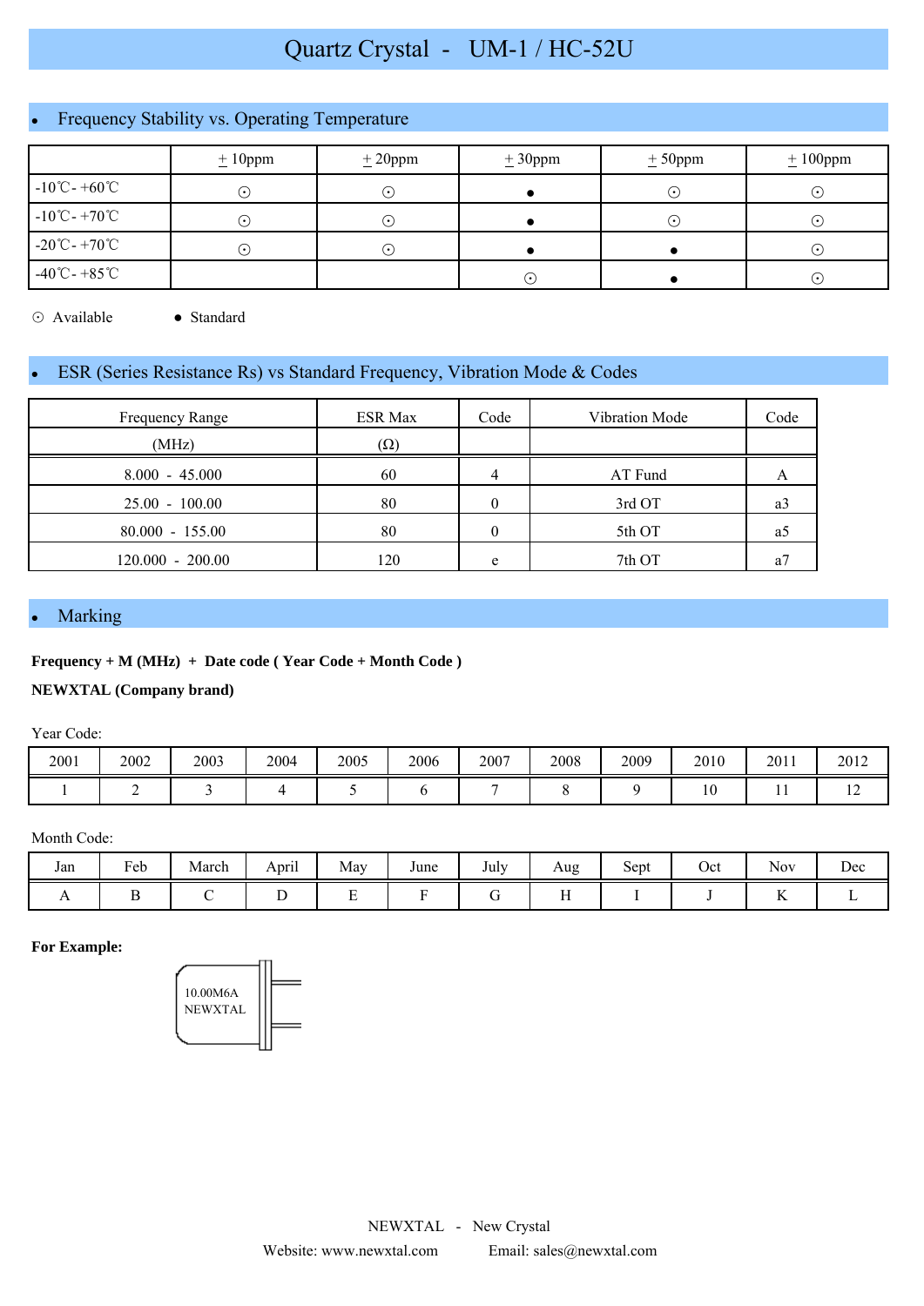# Quartz Crystal - UM-1 / HC-52U

## Frequency Stability vs. Operating Temperature

| | ± 10ppm | ± 20ppm | ± 30ppm | ± 50ppm | ± 100ppm |
|---|---|---|---|---|---|
| -10℃ - +60℃ | ⊙ | ⊙ | ● | ⊙ | ⊙ |
| -10℃ - +70℃ | ⊙ | ⊙ | ● | ⊙ | ⊙ |
| -20℃ - +70℃ | ⊙ | ⊙ | ● | ● | ⊙ |
| -40℃ - +85℃ | | | ⊙ | ● | ⊙ |

⊙ Available ● Standard

## ESR (Series Resistance Rs) vs Standard Frequency, Vibration Mode & Codes

| Frequency Range (MHz) | ESR Max (Ω) | Code | Vibration Mode | Code |
|---|---|---|---|---|
| 8.000 - 45.000 | 60 | 4 | AT Fund | A |
| 25.00 - 100.00 | 80 | 0 | 3rd OT | a3 |
| 80.000 - 155.00 | 80 | 0 | 5th OT | a5 |
| 120.000 - 200.00 | 120 | e | 7th OT | a7 |

## Marking

**Frequency + M (MHz) + Date code ( Year Code + Month Code )**

**NEWXTAL (Company brand)**

Year Code:

| 2001 | 2002 | 2003 | 2004 | 2005 | 2006 | 2007 | 2008 | 2009 | 2010 | 2011 | 2012 |
|---|---|---|---|---|---|---|---|---|---|---|---|
| 1 | 2 | 3 | 4 | 5 | 6 | 7 | 8 | 9 | 10 | 11 | 12 |

Month Code:

| Jan | Feb | March | April | May | June | July | Aug | Sept | Oct | Nov | Dec |
|---|---|---|---|---|---|---|---|---|---|---|---|
| A | B | C | D | E | F | G | H | I | J | K | L |

**For Example:**

10.00M6A
NEWXTAL

NEWXTAL - New Crystal

Website: www.newxtal.com Email: sales@newxtal.com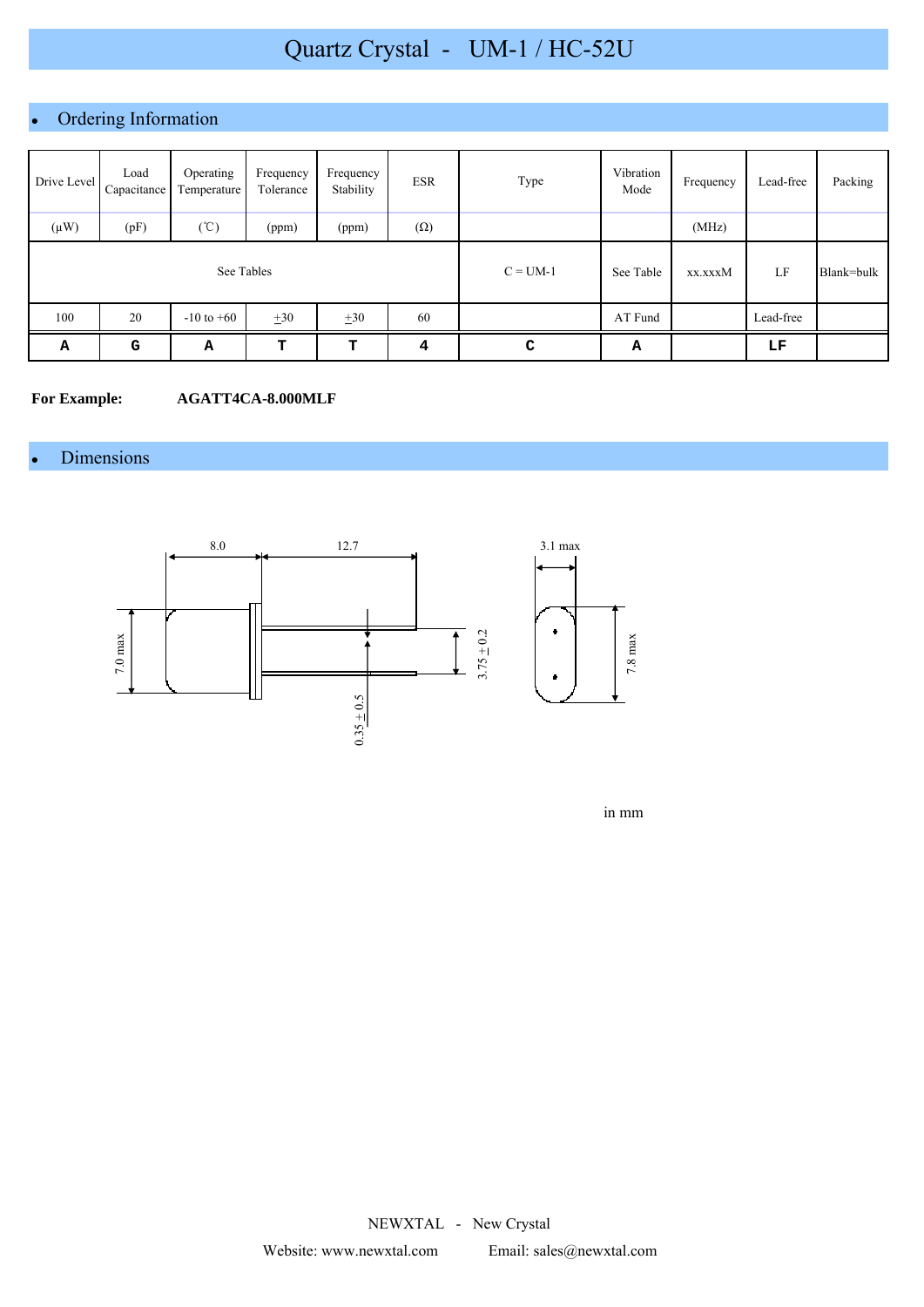# Quartz Crystal - UM-1 / HC-52U

## Ordering Information

| Drive Level | Load Capacitance | Operating Temperature | Frequency Tolerance | Frequency Stability | ESR | Type | Vibration Mode | Frequency | Lead-free | Packing |
|---|---|---|---|---|---|---|---|---|---|---|
| (μW) | (pF) | (℃) | (ppm) | (ppm) | (Ω) | | | (MHz) | | |
| See Tables | | | | | | C = UM-1 | See Table | xx.xxxM | LF | Blank=bulk |
| 100 | 20 | -10 to +60 | ±30 | ±30 | 60 | | AT Fund | | Lead-free | |
| **A** | **G** | **A** | **T** | **T** | **4** | **C** | **A** | | **LF** | |

**For Example:** **AGATT4CA-8.000MLF**

## Dimensions

8.0

12.7

3.1 max

7.0 max

3.75 ± 0.2

7.8 max

0.35 ± 0.5

in mm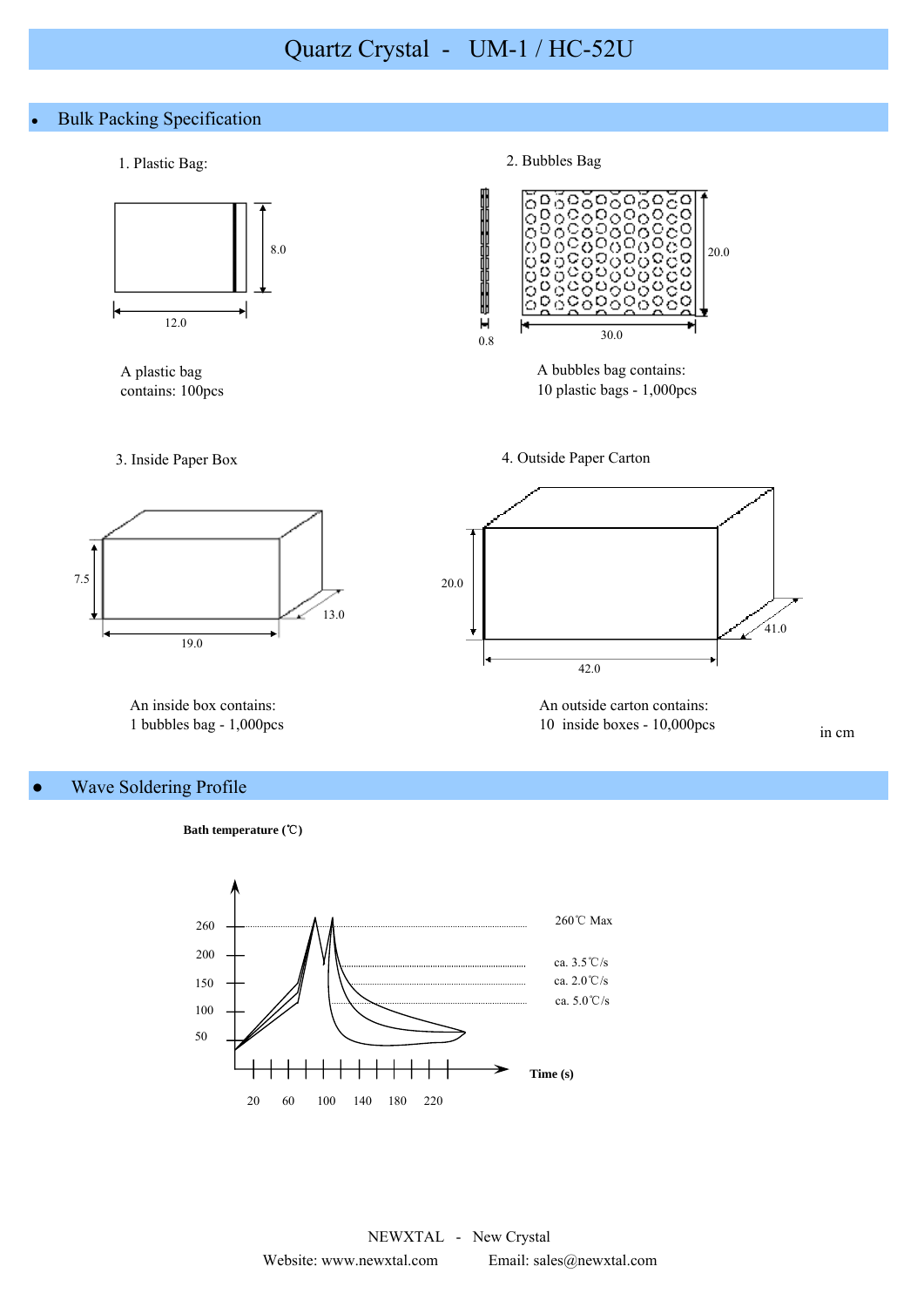# Quartz Crystal - UM-1 / HC-52U

## Bulk Packing Specification

1. Plastic Bag:

8.0

12.0

A plastic bag
contains: 100pcs

2. Bubbles Bag

20.0

0.8

30.0

A bubbles bag contains:
10 plastic bags - 1,000pcs

3. Inside Paper Box

7.5

13.0

19.0

An inside box contains:
1 bubbles bag - 1,000pcs

4. Outside Paper Carton

20.0

41.0

42.0

An outside carton contains:
10 inside boxes - 10,000pcs

in cm

## Wave Soldering Profile

**Bath temperature (℃)**

260

200

150

100

50

260℃ Max

ca. 3.5℃/s

ca. 2.0℃/s

ca. 5.0℃/s

**Time (s)**

20 60 100 140 180 220

NEWXTAL - New Crystal
Website: www.newxtal.com Email: sales@newxtal.com